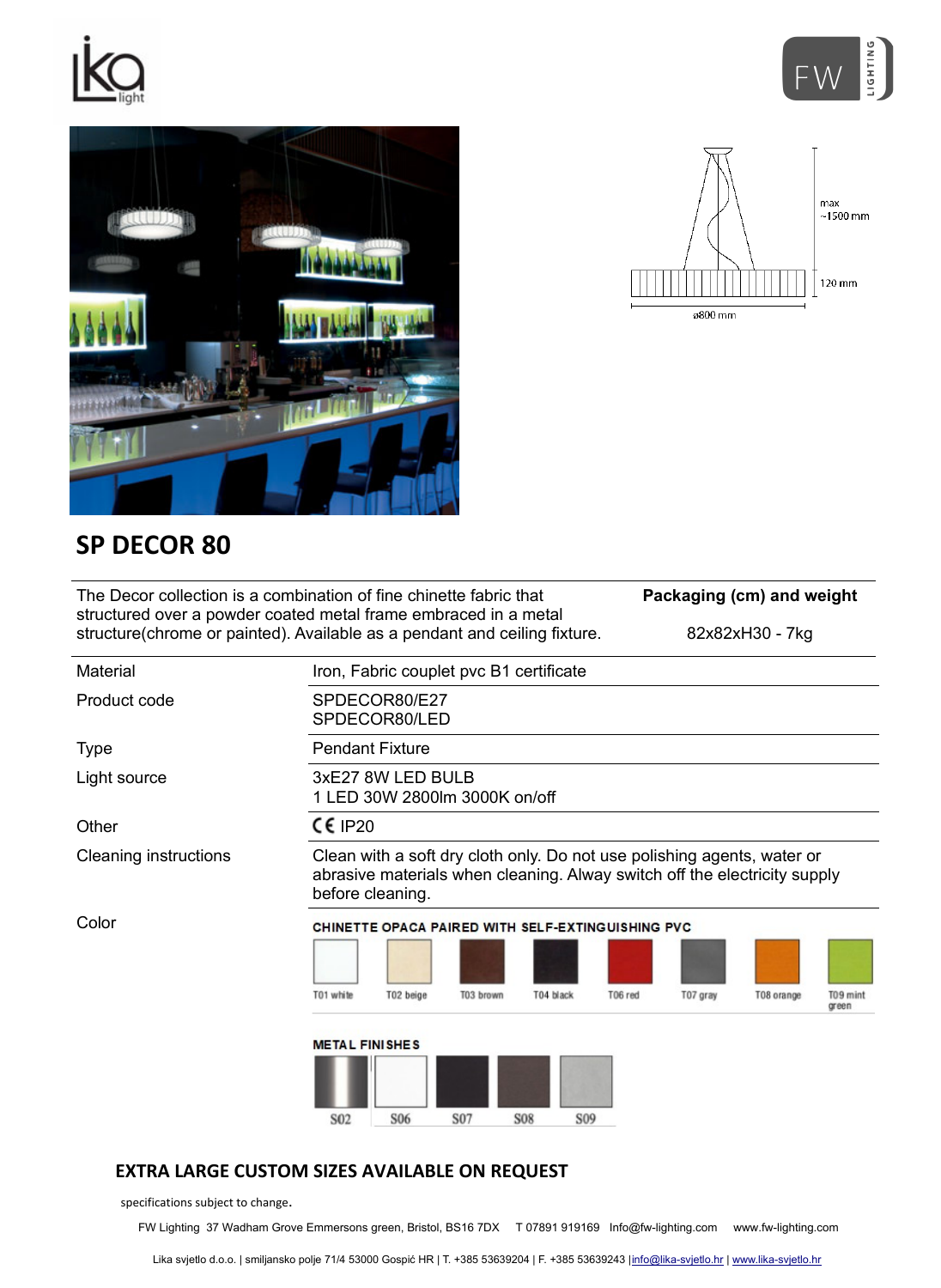# SP DECOR 80

The Decor collection is a combination of fine chinette fabric that structured over a powder coated metal frame embraced in a metal structure(chrome or painted). Available as a pendant and ceiling fixture.

**Packaging (cm) and weight**

82x82xH30 - 7kg

| | |
|---|---|
| Material | Iron, Fabric couplet pvc B1 certificate |
| Product code | SPDECOR80/E27<br>SPDECOR80/LED |
| Type | Pendant Fixture |
| Light source | 3xE27 8W LED BULB<br>1 LED 30W 2800lm 3000K on/off |
| Other | CE IP20 |
| Cleaning instructions | Clean with a soft dry cloth only. Do not use polishing agents, water or abrasive materials when cleaning. Alway switch off the electricity supply before cleaning. |
| Color | **CHINETTE OPACA PAIRED WITH SELF-EXTINGUISHING PVC**<br>T01 white, T02 beige, T03 brown, T04 black, T06 red, T07 gray, T08 orange, T09 mint green<br>**METAL FINISHES**<br>S02, S06, S07, S08, S09 |

max ~1500 mm

120 mm

ø800 mm

## EXTRA LARGE CUSTOM SIZES AVAILABLE ON REQUEST

specifications subject to change.

FW Lighting 37 Wadham Grove Emmersons green, Bristol, BS16 7DX T 07891 919169 Info@fw-lighting.com www.fw-lighting.com

Lika svjetlo d.o.o. | smiljansko polje 71/4 53000 Gospić HR | T. +385 53639204 | F. +385 53639243 |info@lika-svjetlo.hr | www.lika-svjetlo.hr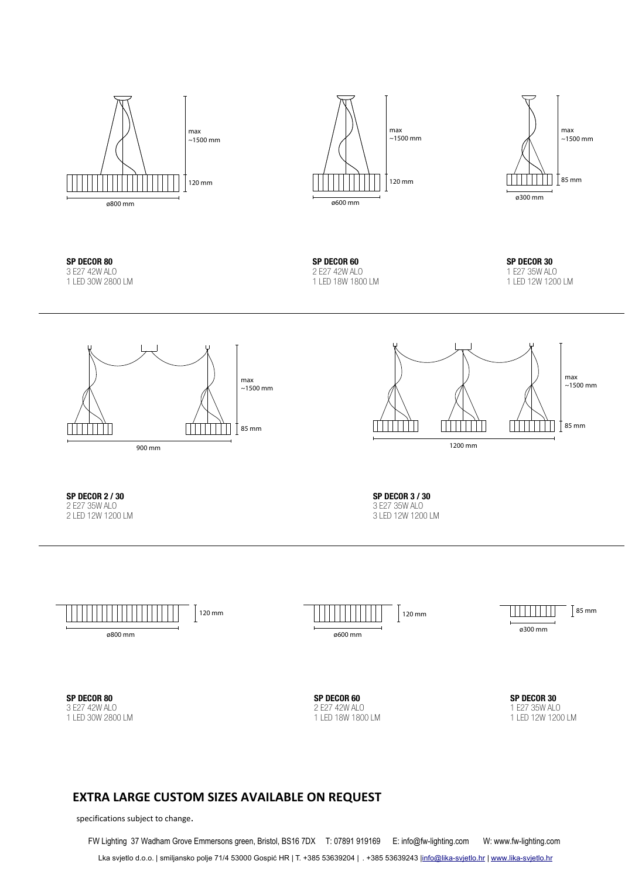max
~1500 mm

120 mm

ø800 mm

max
~1500 mm

120 mm

ø600 mm

max
~1500 mm

85 mm

ø300 mm

**SP DECOR 80**
3 E27 42W ALO
1 LED 30W 2800 LM

**SP DECOR 60**
2 E27 42W ALO
1 LED 18W 1800 LM

**SP DECOR 30**
1 E27 35W ALO
1 LED 12W 1200 LM

---

max
~1500 mm

85 mm

900 mm

max
~1500 mm

85 mm

1200 mm

**SP DECOR 2 / 30**
2 E27 35W ALO
2 LED 12W 1200 LM

**SP DECOR 3 / 30**
3 E27 35W ALO
3 LED 12W 1200 LM

---

120 mm

ø800 mm

120 mm

ø600 mm

85 mm

ø300 mm

**SP DECOR 80**
3 E27 42W ALO
1 LED 30W 2800 LM

**SP DECOR 60**
2 E27 42W ALO
1 LED 18W 1800 LM

**SP DECOR 30**
1 E27 35W ALO
1 LED 12W 1200 LM

## EXTRA LARGE CUSTOM SIZES AVAILABLE ON REQUEST

specifications subject to change.

FW Lighting 37 Wadham Grove Emmersons green, Bristol, BS16 7DX T: 07891 919169 E: info@fw-lighting.com W: www.fw-lighting.com

Lka svjetlo d.o.o. | smiljansko polje 71/4 53000 Gospić HR | T. +385 53639204 | . +385 53639243 |info@lika-svjetlo.hr | www.lika-svjetlo.hr